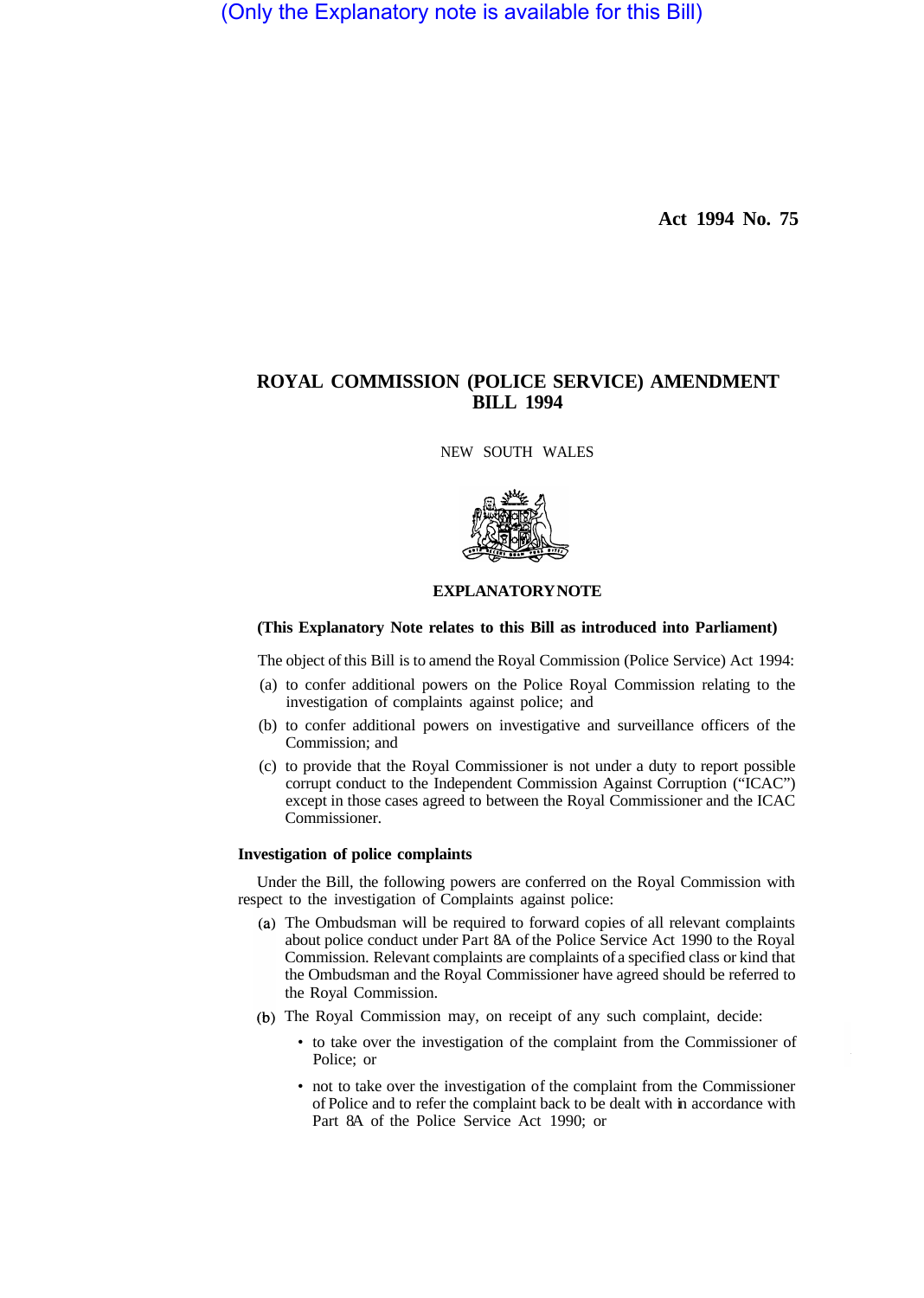(Only the Explanatory note is available for this Bill)

**Act 1994 No. 75**

# ROYAL COMMISSION (POLICE SERVICE) AMENDMENT BILL 1994

NEW SOUTH WALES

## EXPLANATORY NOTE

**(This Explanatory Note relates to this Bill as introduced into Parliament)**

The object of this Bill is to amend the Royal Commission (Police Service) Act 1994:

(a) to confer additional powers on the Police Royal Commission relating to the investigation of complaints against police; and

(b) to confer additional powers on investigative and surveillance officers of the Commission; and

(c) to provide that the Royal Commissioner is not under a duty to report possible corrupt conduct to the Independent Commission Against Corruption ("ICAC") except in those cases agreed to between the Royal Commissioner and the ICAC Commissioner.

### Investigation of police complaints

Under the Bill, the following powers are conferred on the Royal Commission with respect to the investigation of Complaints against police:

(a) The Ombudsman will be required to forward copies of all relevant complaints about police conduct under Part 8A of the Police Service Act 1990 to the Royal Commission. Relevant complaints are complaints of a specified class or kind that the Ombudsman and the Royal Commissioner have agreed should be referred to the Royal Commission.

(b) The Royal Commission may, on receipt of any such complaint, decide:

- to take over the investigation of the complaint from the Commissioner of Police; or
- not to take over the investigation of the complaint from the Commissioner of Police and to refer the complaint back to be dealt with in accordance with Part 8A of the Police Service Act 1990; or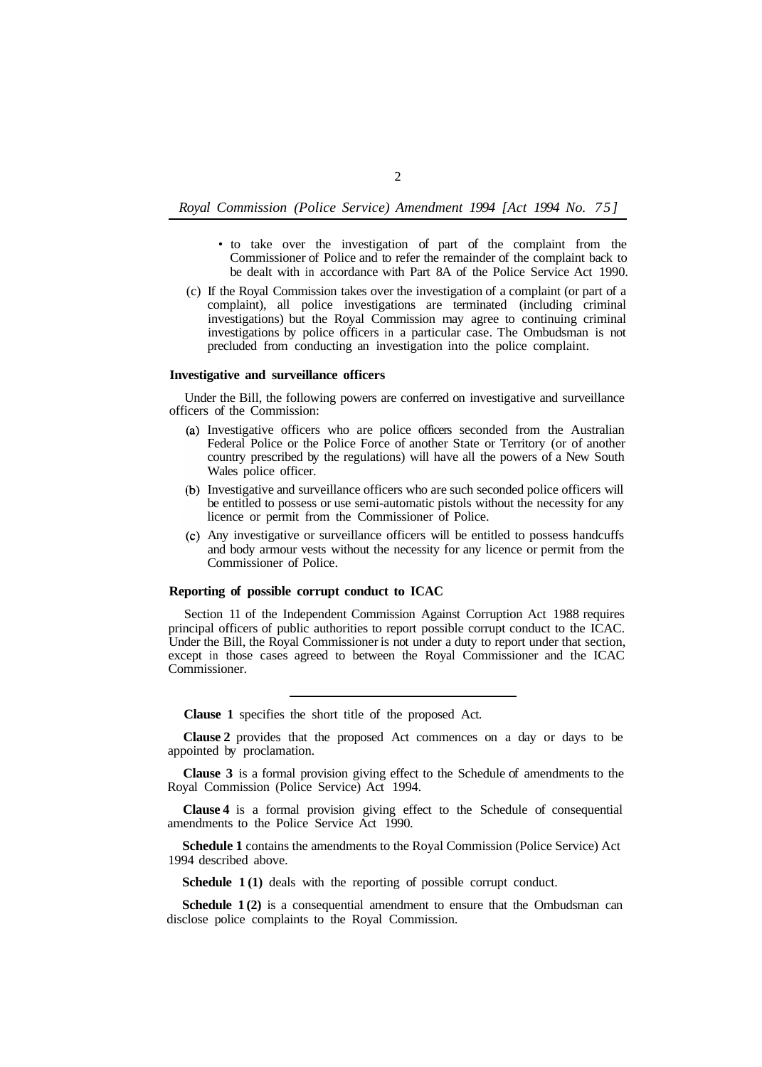- to take over the investigation of part of the complaint from the Commissioner of Police and to refer the remainder of the complaint back to be dealt with in accordance with Part 8A of the Police Service Act 1990.

(c) If the Royal Commission takes over the investigation of a complaint (or part of a complaint), all police investigations are terminated (including criminal investigations) but the Royal Commission may agree to continuing criminal investigations by police officers in a particular case. The Ombudsman is not precluded from conducting an investigation into the police complaint.

**Investigative and surveillance officers**

Under the Bill, the following powers are conferred on investigative and surveillance officers of the Commission:

(a) Investigative officers who are police officers seconded from the Australian Federal Police or the Police Force of another State or Territory (or of another country prescribed by the regulations) will have all the powers of a New South Wales police officer.

(b) Investigative and surveillance officers who are such seconded police officers will be entitled to possess or use semi-automatic pistols without the necessity for any licence or permit from the Commissioner of Police.

(c) Any investigative or surveillance officers will be entitled to possess handcuffs and body armour vests without the necessity for any licence or permit from the Commissioner of Police.

**Reporting of possible corrupt conduct to ICAC**

Section 11 of the Independent Commission Against Corruption Act 1988 requires principal officers of public authorities to report possible corrupt conduct to the ICAC. Under the Bill, the Royal Commissioner is not under a duty to report under that section, except in those cases agreed to between the Royal Commissioner and the ICAC Commissioner.

---

**Clause 1** specifies the short title of the proposed Act.

**Clause 2** provides that the proposed Act commences on a day or days to be appointed by proclamation.

**Clause 3** is a formal provision giving effect to the Schedule of amendments to the Royal Commission (Police Service) Act 1994.

**Clause 4** is a formal provision giving effect to the Schedule of consequential amendments to the Police Service Act 1990.

**Schedule 1** contains the amendments to the Royal Commission (Police Service) Act 1994 described above.

**Schedule 1 (1)** deals with the reporting of possible corrupt conduct.

**Schedule 1 (2)** is a consequential amendment to ensure that the Ombudsman can disclose police complaints to the Royal Commission.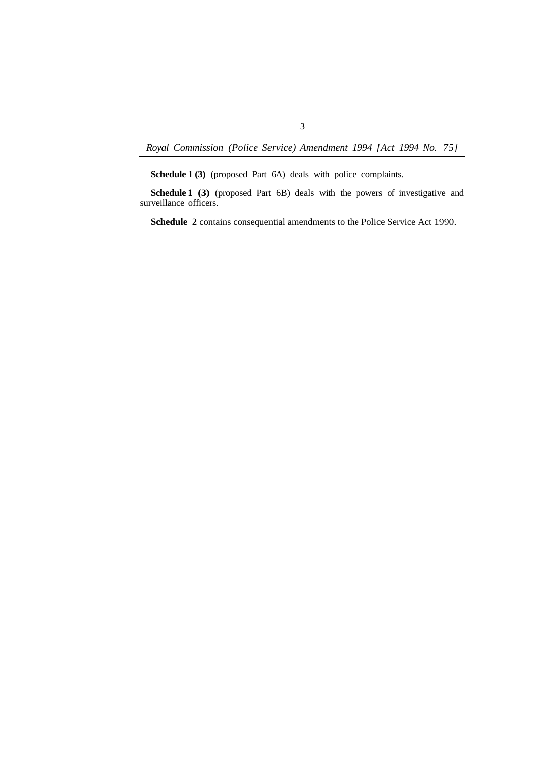**Schedule 1 (3)** (proposed Part 6A) deals with police complaints.

**Schedule 1 (3)** (proposed Part 6B) deals with the powers of investigative and surveillance officers.

**Schedule 2** contains consequential amendments to the Police Service Act 1990.